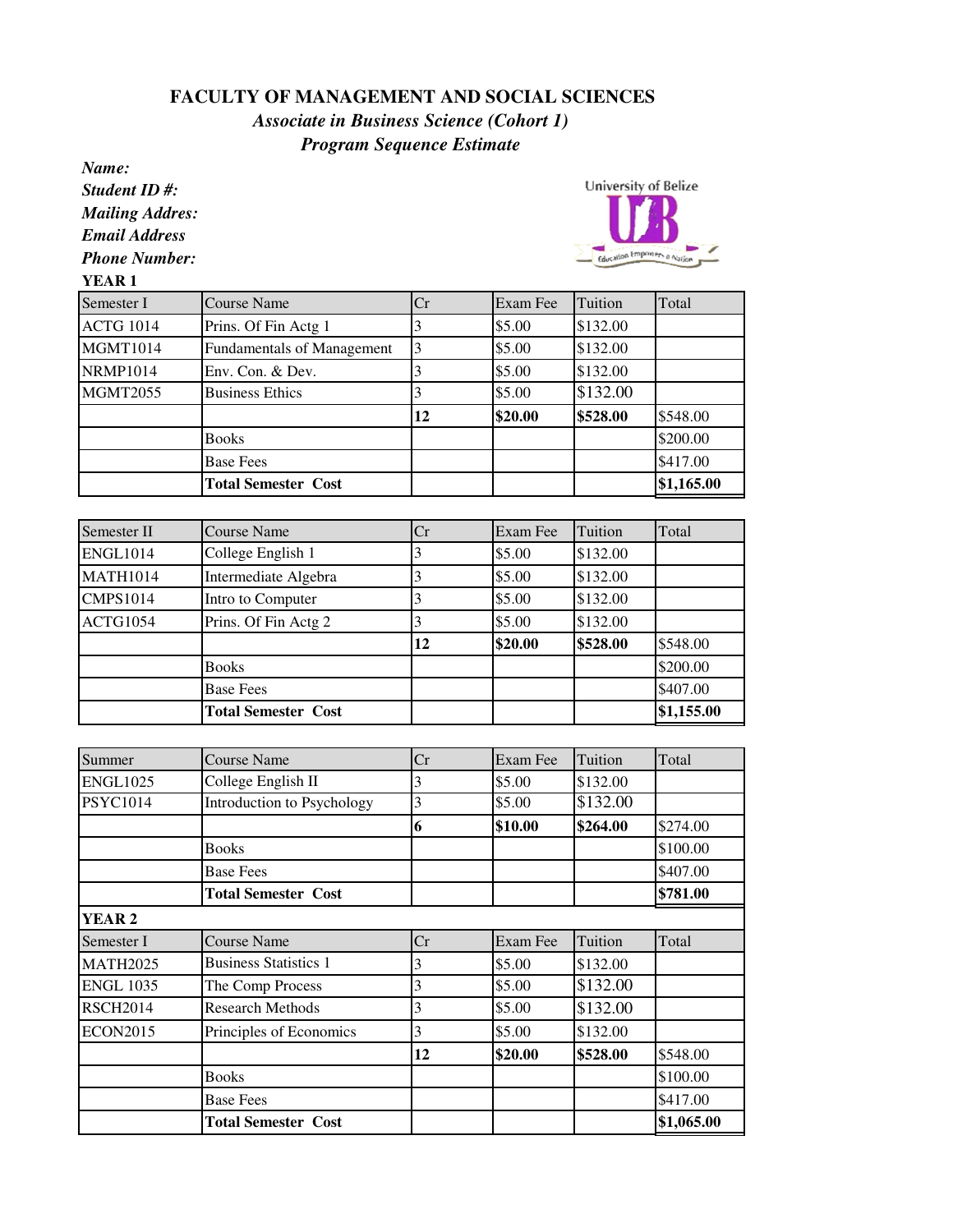# FACULTY OF MANAGEMENT AND SOCIAL SCIENCES

## *Associate in Business Science (Cohort 1)*

## *Program Sequence Estimate*

***Name:***
***Student ID #:***
***Mailing Addres:***
***Email Address***
***Phone Number:***

University of Belize

**YEAR 1**

| Semester I | Course Name | Cr | Exam Fee | Tuition | Total |
|---|---|---|---|---|---|
| ACTG 1014 | Prins. Of Fin Actg 1 | 3 | $5.00 | $132.00 | |
| MGMT1014 | Fundamentals of Management | 3 | $5.00 | $132.00 | |
| NRMP1014 | Env. Con. & Dev. | 3 | $5.00 | $132.00 | |
| MGMT2055 | Business Ethics | 3 | $5.00 | $132.00 | |
| | | **12** | **$20.00** | **$528.00** | $548.00 |
| | Books | | | | $200.00 |
| | Base Fees | | | | $417.00 |
| | **Total Semester Cost** | | | | **$1,165.00** |

| Semester II | Course Name | Cr | Exam Fee | Tuition | Total |
|---|---|---|---|---|---|
| ENGL1014 | College English 1 | 3 | $5.00 | $132.00 | |
| MATH1014 | Intermediate Algebra | 3 | $5.00 | $132.00 | |
| CMPS1014 | Intro to Computer | 3 | $5.00 | $132.00 | |
| ACTG1054 | Prins. Of Fin Actg 2 | 3 | $5.00 | $132.00 | |
| | | **12** | **$20.00** | **$528.00** | $548.00 |
| | Books | | | | $200.00 |
| | Base Fees | | | | $407.00 |
| | **Total Semester Cost** | | | | **$1,155.00** |

| Summer | Course Name | Cr | Exam Fee | Tuition | Total |
|---|---|---|---|---|---|
| ENGL1025 | College English II | 3 | $5.00 | $132.00 | |
| PSYC1014 | Introduction to Psychology | 3 | $5.00 | $132.00 | |
| | | **6** | **$10.00** | **$264.00** | $274.00 |
| | Books | | | | $100.00 |
| | Base Fees | | | | $407.00 |
| | **Total Semester Cost** | | | | **$781.00** |

**YEAR 2**

| Semester I | Course Name | Cr | Exam Fee | Tuition | Total |
|---|---|---|---|---|---|
| MATH2025 | Business Statistics 1 | 3 | $5.00 | $132.00 | |
| ENGL 1035 | The Comp Process | 3 | $5.00 | $132.00 | |
| RSCH2014 | Research Methods | 3 | $5.00 | $132.00 | |
| ECON2015 | Principles of Economics | 3 | $5.00 | $132.00 | |
| | | **12** | **$20.00** | **$528.00** | $548.00 |
| | Books | | | | $100.00 |
| | Base Fees | | | | $417.00 |
| | **Total Semester Cost** | | | | **$1,065.00** |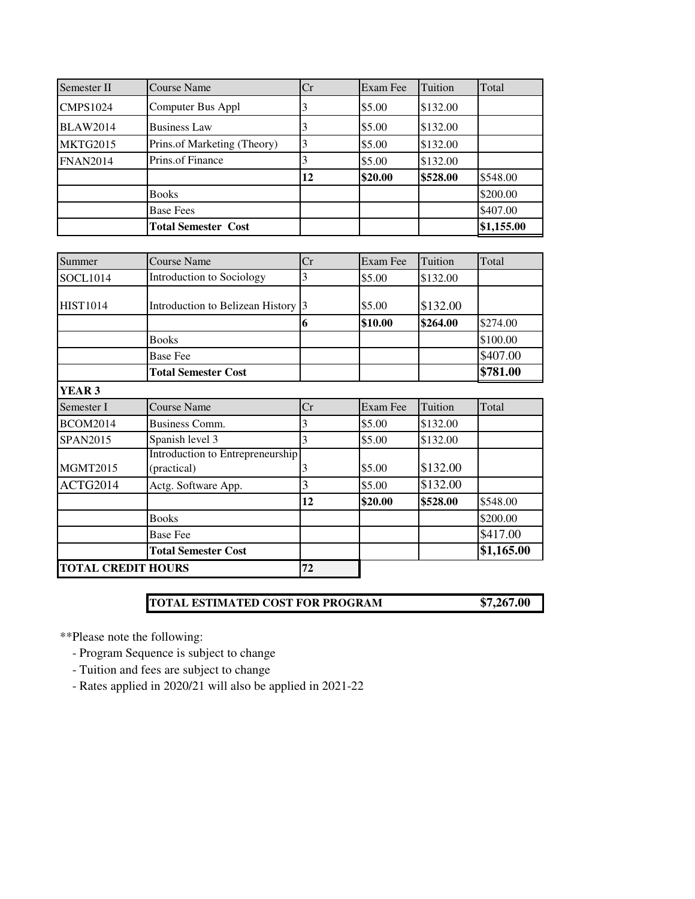| Semester II | Course Name | Cr | Exam Fee | Tuition | Total |
|---|---|---|---|---|---|
| CMPS1024 | Computer Bus Appl | 3 | $5.00 | $132.00 | |
| BLAW2014 | Business Law | 3 | $5.00 | $132.00 | |
| MKTG2015 | Prins.of Marketing (Theory) | 3 | $5.00 | $132.00 | |
| FNAN2014 | Prins.of Finance | 3 | $5.00 | $132.00 | |
| | | **12** | **$20.00** | **$528.00** | $548.00 |
| | Books | | | | $200.00 |
| | Base Fees | | | | $407.00 |
| | **Total Semester Cost** | | | | **$1,155.00** |

| Summer | Course Name | Cr | Exam Fee | Tuition | Total |
|---|---|---|---|---|---|
| SOCL1014 | Introduction to Sociology | 3 | $5.00 | $132.00 | |
| HIST1014 | Introduction to Belizean History | 3 | $5.00 | $132.00 | |
| | | **6** | **$10.00** | **$264.00** | $274.00 |
| | Books | | | | $100.00 |
| | Base Fee | | | | $407.00 |
| | **Total Semester Cost** | | | | **$781.00** |

**YEAR 3**

| Semester I | Course Name | Cr | Exam Fee | Tuition | Total |
|---|---|---|---|---|---|
| BCOM2014 | Business Comm. | 3 | $5.00 | $132.00 | |
| SPAN2015 | Spanish level 3 | 3 | $5.00 | $132.00 | |
| MGMT2015 | Introduction to Entrepreneurship (practical) | 3 | $5.00 | $132.00 | |
| ACTG2014 | Actg. Software App. | 3 | $5.00 | $132.00 | |
| | | **12** | **$20.00** | **$528.00** | $548.00 |
| | Books | | | | $200.00 |
| | Base Fee | | | | $417.00 |
| | **Total Semester Cost** | | | | **$1,165.00** |
| **TOTAL CREDIT HOURS** | | **72** | | | |

| | |
|---|---|
| **TOTAL ESTIMATED COST FOR PROGRAM** | **$7,267.00** |

**Please note the following:

- Program Sequence is subject to change
- Tuition and fees are subject to change
- Rates applied in 2020/21 will also be applied in 2021-22